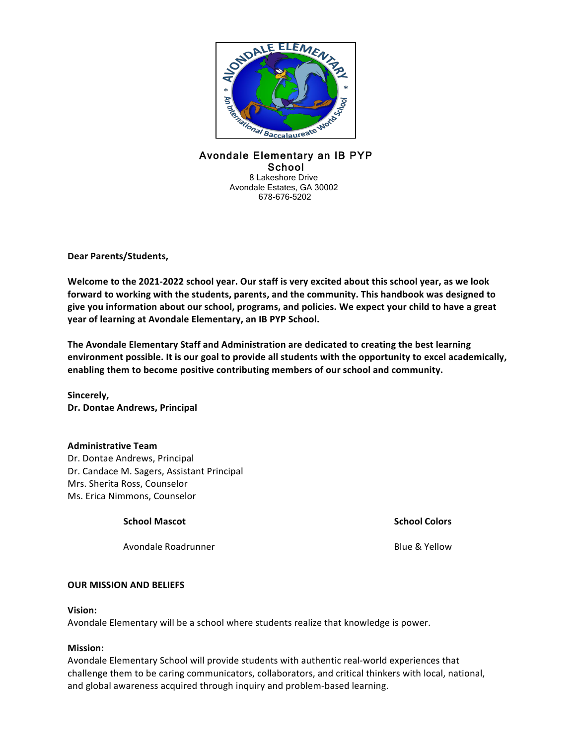# Avondale Elementary an IB PYP School

8 Lakeshore Drive
Avondale Estates, GA 30002
678-676-5202

**Dear Parents/Students,**

**Welcome to the 2021-2022 school year. Our staff is very excited about this school year, as we look forward to working with the students, parents, and the community. This handbook was designed to give you information about our school, programs, and policies. We expect your child to have a great year of learning at Avondale Elementary, an IB PYP School.**

**The Avondale Elementary Staff and Administration are dedicated to creating the best learning environment possible. It is our goal to provide all students with the opportunity to excel academically, enabling them to become positive contributing members of our school and community.**

**Sincerely,**
**Dr. Dontae Andrews, Principal**

**Administrative Team**
Dr. Dontae Andrews, Principal
Dr. Candace M. Sagers, Assistant Principal
Mrs. Sherita Ross, Counselor
Ms. Erica Nimmons, Counselor

| **School Mascot** | **School Colors** |
| --- | --- |
| Avondale Roadrunner | Blue & Yellow |

**OUR MISSION AND BELIEFS**

**Vision:**
Avondale Elementary will be a school where students realize that knowledge is power.

**Mission:**
Avondale Elementary School will provide students with authentic real-world experiences that challenge them to be caring communicators, collaborators, and critical thinkers with local, national, and global awareness acquired through inquiry and problem-based learning.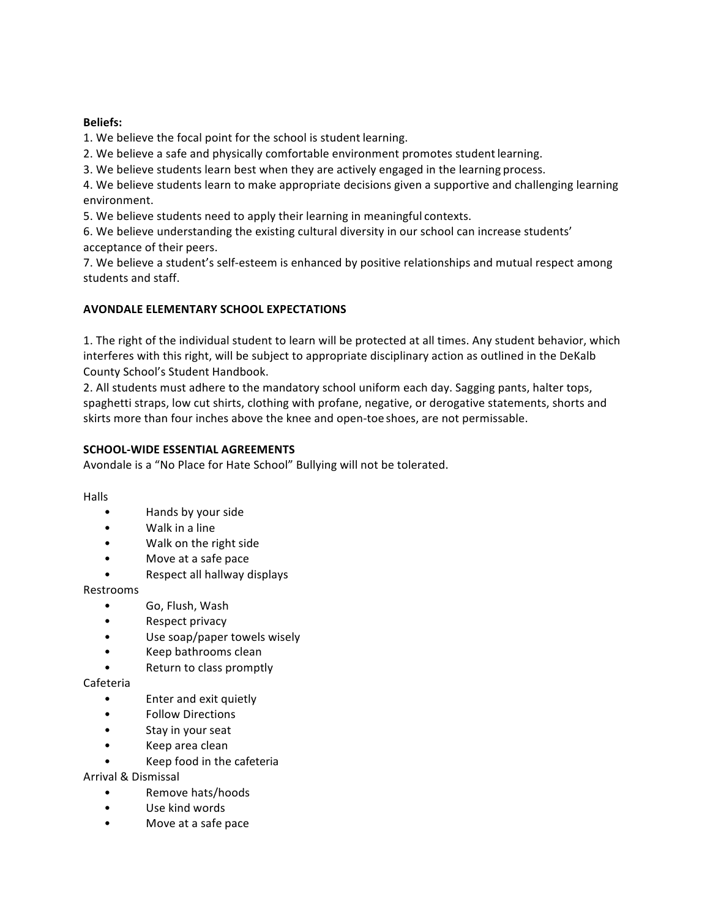**Beliefs:**

1. We believe the focal point for the school is student learning.
2. We believe a safe and physically comfortable environment promotes student learning.
3. We believe students learn best when they are actively engaged in the learning process.
4. We believe students learn to make appropriate decisions given a supportive and challenging learning environment.
5. We believe students need to apply their learning in meaningful contexts.
6. We believe understanding the existing cultural diversity in our school can increase students' acceptance of their peers.
7. We believe a student's self-esteem is enhanced by positive relationships and mutual respect among students and staff.

**AVONDALE ELEMENTARY SCHOOL EXPECTATIONS**

1. The right of the individual student to learn will be protected at all times. Any student behavior, which interferes with this right, will be subject to appropriate disciplinary action as outlined in the DeKalb County School's Student Handbook.
2. All students must adhere to the mandatory school uniform each day. Sagging pants, halter tops, spaghetti straps, low cut shirts, clothing with profane, negative, or derogative statements, shorts and skirts more than four inches above the knee and open-toe shoes, are not permissable.

**SCHOOL-WIDE ESSENTIAL AGREEMENTS**

Avondale is a "No Place for Hate School" Bullying will not be tolerated.

Halls

- Hands by your side
- Walk in a line
- Walk on the right side
- Move at a safe pace
- Respect all hallway displays

Restrooms

- Go, Flush, Wash
- Respect privacy
- Use soap/paper towels wisely
- Keep bathrooms clean
- Return to class promptly

Cafeteria

- Enter and exit quietly
- Follow Directions
- Stay in your seat
- Keep area clean
- Keep food in the cafeteria

Arrival & Dismissal

- Remove hats/hoods
- Use kind words
- Move at a safe pace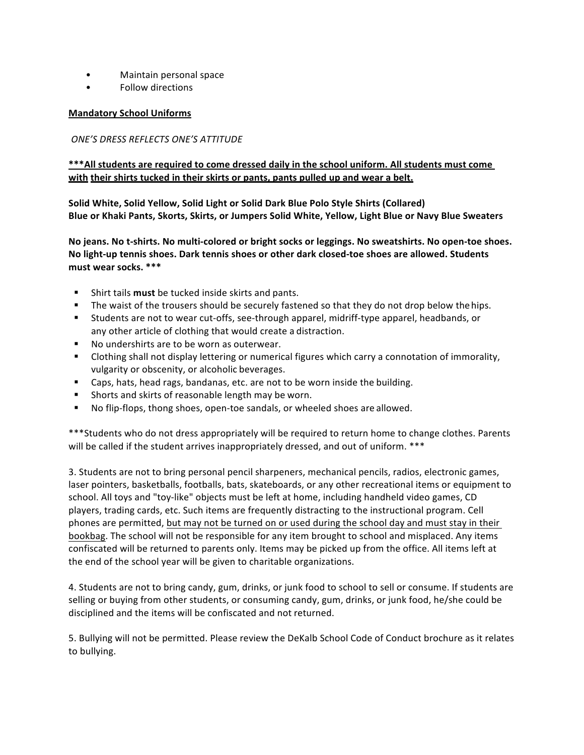- Maintain personal space
- Follow directions

<u>**Mandatory School Uniforms**</u>

*ONE'S DRESS REFLECTS ONE'S ATTITUDE*

<u>**\*\*\*All students are required to come dressed daily in the school uniform. All students must come with their shirts tucked in their skirts or pants, pants pulled up and wear a belt.**</u>

**Solid White, Solid Yellow, Solid Light or Solid Dark Blue Polo Style Shirts (Collared)**
**Blue or Khaki Pants, Skorts, Skirts, or Jumpers Solid White, Yellow, Light Blue or Navy Blue Sweaters**

**No jeans. No t-shirts. No multi-colored or bright socks or leggings. No sweatshirts. No open-toe shoes. No light-up tennis shoes. Dark tennis shoes or other dark closed-toe shoes are allowed. Students must wear socks. \*\*\***

- Shirt tails **must** be tucked inside skirts and pants.
- The waist of the trousers should be securely fastened so that they do not drop below the hips.
- Students are not to wear cut-offs, see-through apparel, midriff-type apparel, headbands, or any other article of clothing that would create a distraction.
- No undershirts are to be worn as outerwear.
- Clothing shall not display lettering or numerical figures which carry a connotation of immorality, vulgarity or obscenity, or alcoholic beverages.
- Caps, hats, head rags, bandanas, etc. are not to be worn inside the building.
- Shorts and skirts of reasonable length may be worn.
- No flip-flops, thong shoes, open-toe sandals, or wheeled shoes are allowed.

\*\*\*Students who do not dress appropriately will be required to return home to change clothes. Parents will be called if the student arrives inappropriately dressed, and out of uniform. \*\*\*

3. Students are not to bring personal pencil sharpeners, mechanical pencils, radios, electronic games, laser pointers, basketballs, footballs, bats, skateboards, or any other recreational items or equipment to school. All toys and "toy-like" objects must be left at home, including handheld video games, CD players, trading cards, etc. Such items are frequently distracting to the instructional program. Cell phones are permitted, <u>but may not be turned on or used during the school day and must stay in their bookbag</u>. The school will not be responsible for any item brought to school and misplaced. Any items confiscated will be returned to parents only. Items may be picked up from the office. All items left at the end of the school year will be given to charitable organizations.

4. Students are not to bring candy, gum, drinks, or junk food to school to sell or consume. If students are selling or buying from other students, or consuming candy, gum, drinks, or junk food, he/she could be disciplined and the items will be confiscated and not returned.

5. Bullying will not be permitted. Please review the DeKalb School Code of Conduct brochure as it relates to bullying.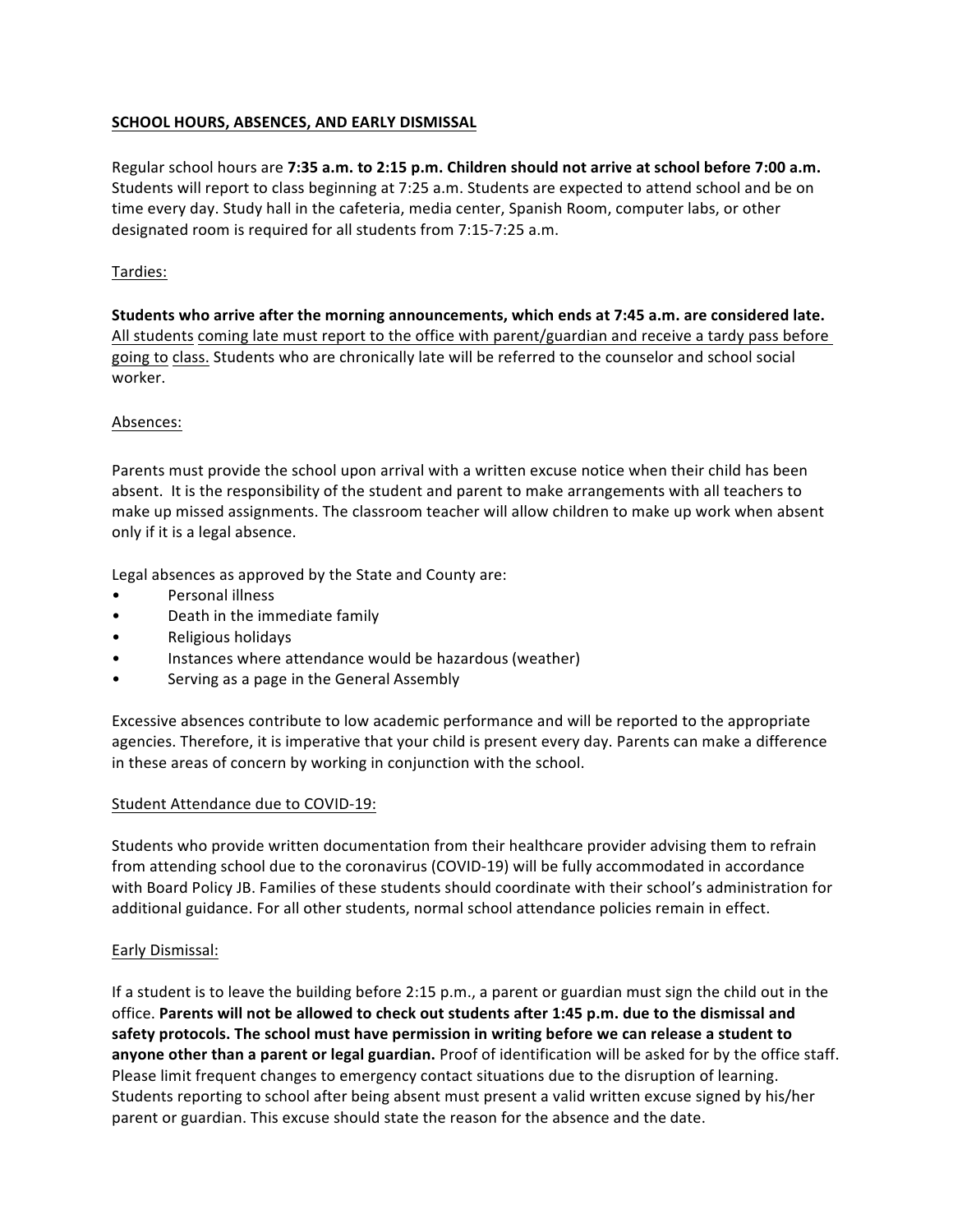## SCHOOL HOURS, ABSENCES, AND EARLY DISMISSAL

Regular school hours are **7:35 a.m. to 2:15 p.m. Children should not arrive at school before 7:00 a.m.** Students will report to class beginning at 7:25 a.m. Students are expected to attend school and be on time every day. Study hall in the cafeteria, media center, Spanish Room, computer labs, or other designated room is required for all students from 7:15-7:25 a.m.

### Tardies:

**Students who arrive after the morning announcements, which ends at 7:45 a.m. are considered late.** All students coming late must report to the office with parent/guardian and receive a tardy pass before going to class. Students who are chronically late will be referred to the counselor and school social worker.

### Absences:

Parents must provide the school upon arrival with a written excuse notice when their child has been absent. It is the responsibility of the student and parent to make arrangements with all teachers to make up missed assignments. The classroom teacher will allow children to make up work when absent only if it is a legal absence.

Legal absences as approved by the State and County are:

- Personal illness
- Death in the immediate family
- Religious holidays
- Instances where attendance would be hazardous (weather)
- Serving as a page in the General Assembly

Excessive absences contribute to low academic performance and will be reported to the appropriate agencies. Therefore, it is imperative that your child is present every day. Parents can make a difference in these areas of concern by working in conjunction with the school.

### Student Attendance due to COVID-19:

Students who provide written documentation from their healthcare provider advising them to refrain from attending school due to the coronavirus (COVID-19) will be fully accommodated in accordance with Board Policy JB. Families of these students should coordinate with their school's administration for additional guidance. For all other students, normal school attendance policies remain in effect.

### Early Dismissal:

If a student is to leave the building before 2:15 p.m., a parent or guardian must sign the child out in the office. **Parents will not be allowed to check out students after 1:45 p.m. due to the dismissal and safety protocols. The school must have permission in writing before we can release a student to anyone other than a parent or legal guardian.** Proof of identification will be asked for by the office staff. Please limit frequent changes to emergency contact situations due to the disruption of learning. Students reporting to school after being absent must present a valid written excuse signed by his/her parent or guardian. This excuse should state the reason for the absence and the date.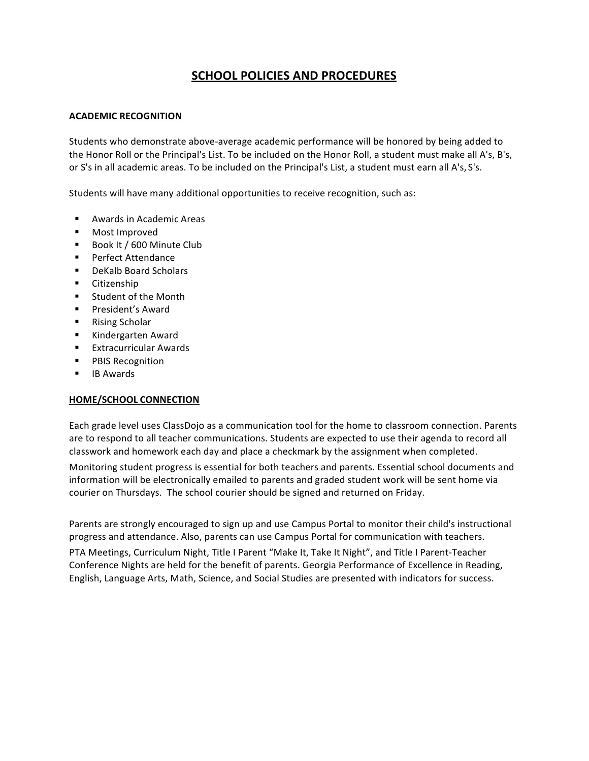# SCHOOL POLICIES AND PROCEDURES

## ACADEMIC RECOGNITION

Students who demonstrate above-average academic performance will be honored by being added to the Honor Roll or the Principal's List. To be included on the Honor Roll, a student must make all A's, B's, or S's in all academic areas. To be included on the Principal's List, a student must earn all A's, S's.

Students will have many additional opportunities to receive recognition, such as:

- Awards in Academic Areas
- Most Improved
- Book It / 600 Minute Club
- Perfect Attendance
- DeKalb Board Scholars
- Citizenship
- Student of the Month
- President's Award
- Rising Scholar
- Kindergarten Award
- Extracurricular Awards
- PBIS Recognition
- IB Awards

## HOME/SCHOOL CONNECTION

Each grade level uses ClassDojo as a communication tool for the home to classroom connection. Parents are to respond to all teacher communications. Students are expected to use their agenda to record all classwork and homework each day and place a checkmark by the assignment when completed.

Monitoring student progress is essential for both teachers and parents. Essential school documents and information will be electronically emailed to parents and graded student work will be sent home via courier on Thursdays. The school courier should be signed and returned on Friday.

Parents are strongly encouraged to sign up and use Campus Portal to monitor their child's instructional progress and attendance. Also, parents can use Campus Portal for communication with teachers.

PTA Meetings, Curriculum Night, Title I Parent "Make It, Take It Night", and Title I Parent-Teacher Conference Nights are held for the benefit of parents. Georgia Performance of Excellence in Reading, English, Language Arts, Math, Science, and Social Studies are presented with indicators for success.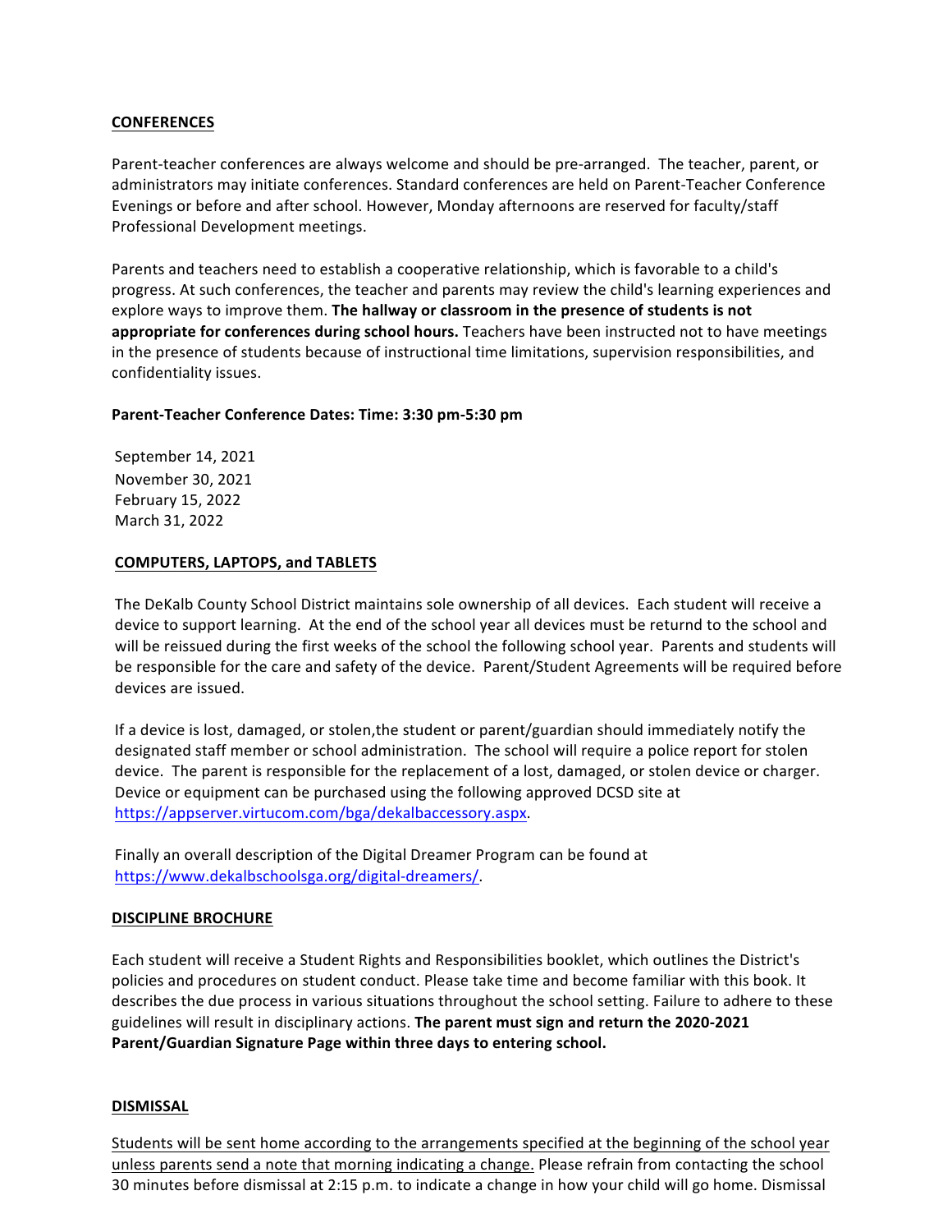## CONFERENCES

Parent-teacher conferences are always welcome and should be pre-arranged. The teacher, parent, or administrators may initiate conferences. Standard conferences are held on Parent-Teacher Conference Evenings or before and after school. However, Monday afternoons are reserved for faculty/staff Professional Development meetings.

Parents and teachers need to establish a cooperative relationship, which is favorable to a child's progress. At such conferences, the teacher and parents may review the child's learning experiences and explore ways to improve them. **The hallway or classroom in the presence of students is not appropriate for conferences during school hours.** Teachers have been instructed not to have meetings in the presence of students because of instructional time limitations, supervision responsibilities, and confidentiality issues.

**Parent-Teacher Conference Dates: Time: 3:30 pm-5:30 pm**

September 14, 2021
November 30, 2021
February 15, 2022
March 31, 2022

## COMPUTERS, LAPTOPS, and TABLETS

The DeKalb County School District maintains sole ownership of all devices. Each student will receive a device to support learning. At the end of the school year all devices must be returnd to the school and will be reissued during the first weeks of the school the following school year. Parents and students will be responsible for the care and safety of the device. Parent/Student Agreements will be required before devices are issued.

If a device is lost, damaged, or stolen,the student or parent/guardian should immediately notify the designated staff member or school administration. The school will require a police report for stolen device. The parent is responsible for the replacement of a lost, damaged, or stolen device or charger. Device or equipment can be purchased using the following approved DCSD site at https://appserver.virtucom.com/bga/dekalbaccessory.aspx.

Finally an overall description of the Digital Dreamer Program can be found at https://www.dekalbschoolsga.org/digital-dreamers/.

## DISCIPLINE BROCHURE

Each student will receive a Student Rights and Responsibilities booklet, which outlines the District's policies and procedures on student conduct. Please take time and become familiar with this book. It describes the due process in various situations throughout the school setting. Failure to adhere to these guidelines will result in disciplinary actions. **The parent must sign and return the 2020-2021 Parent/Guardian Signature Page within three days to entering school.**

## DISMISSAL

Students will be sent home according to the arrangements specified at the beginning of the school year unless parents send a note that morning indicating a change. Please refrain from contacting the school 30 minutes before dismissal at 2:15 p.m. to indicate a change in how your child will go home. Dismissal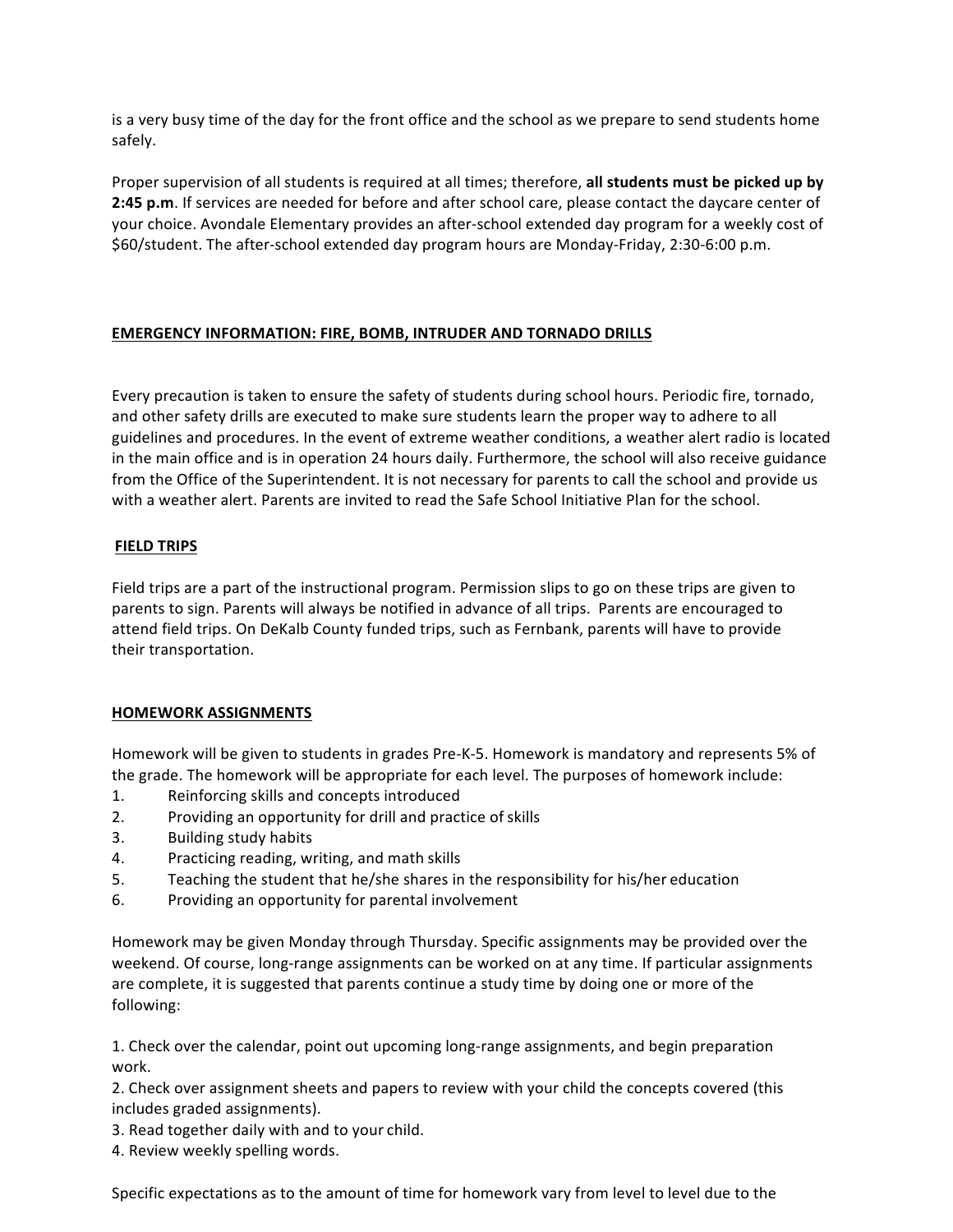is a very busy time of the day for the front office and the school as we prepare to send students home safely.

Proper supervision of all students is required at all times; therefore, **all students must be picked up by 2:45 p.m**. If services are needed for before and after school care, please contact the daycare center of your choice. Avondale Elementary provides an after-school extended day program for a weekly cost of $60/student. The after-school extended day program hours are Monday-Friday, 2:30-6:00 p.m.

## EMERGENCY INFORMATION: FIRE, BOMB, INTRUDER AND TORNADO DRILLS

Every precaution is taken to ensure the safety of students during school hours. Periodic fire, tornado, and other safety drills are executed to make sure students learn the proper way to adhere to all guidelines and procedures. In the event of extreme weather conditions, a weather alert radio is located in the main office and is in operation 24 hours daily. Furthermore, the school will also receive guidance from the Office of the Superintendent. It is not necessary for parents to call the school and provide us with a weather alert. Parents are invited to read the Safe School Initiative Plan for the school.

## FIELD TRIPS

Field trips are a part of the instructional program. Permission slips to go on these trips are given to parents to sign. Parents will always be notified in advance of all trips. Parents are encouraged to attend field trips. On DeKalb County funded trips, such as Fernbank, parents will have to provide their transportation.

## HOMEWORK ASSIGNMENTS

Homework will be given to students in grades Pre-K-5. Homework is mandatory and represents 5% of the grade. The homework will be appropriate for each level. The purposes of homework include:

1. Reinforcing skills and concepts introduced
2. Providing an opportunity for drill and practice of skills
3. Building study habits
4. Practicing reading, writing, and math skills
5. Teaching the student that he/she shares in the responsibility for his/her education
6. Providing an opportunity for parental involvement

Homework may be given Monday through Thursday. Specific assignments may be provided over the weekend. Of course, long-range assignments can be worked on at any time. If particular assignments are complete, it is suggested that parents continue a study time by doing one or more of the following:

1. Check over the calendar, point out upcoming long-range assignments, and begin preparation work.
2. Check over assignment sheets and papers to review with your child the concepts covered (this includes graded assignments).
3. Read together daily with and to your child.
4. Review weekly spelling words.

Specific expectations as to the amount of time for homework vary from level to level due to the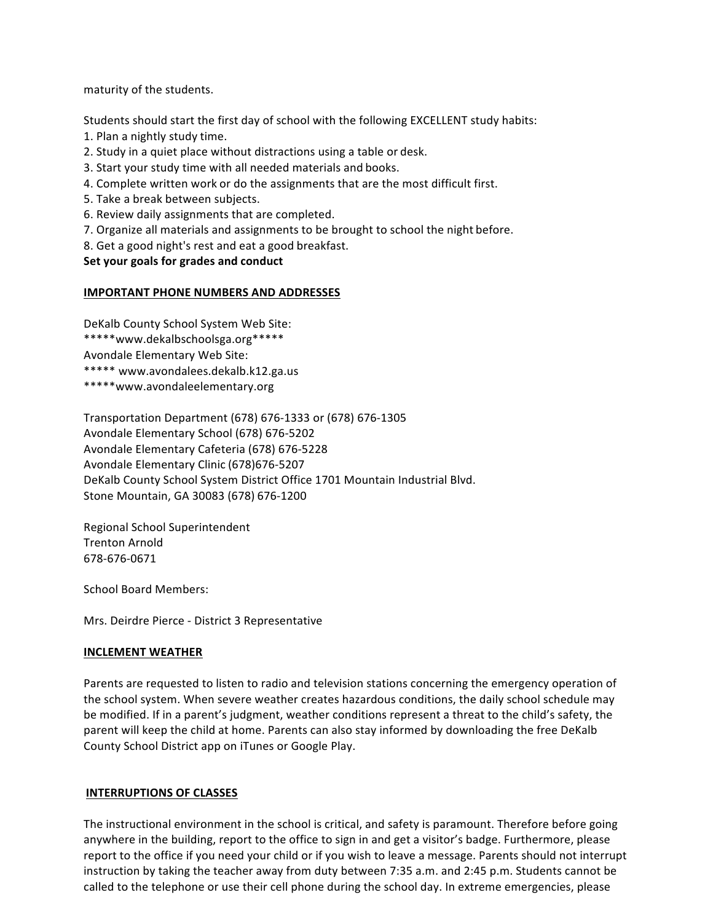maturity of the students.

Students should start the first day of school with the following EXCELLENT study habits:

1. Plan a nightly study time.
2. Study in a quiet place without distractions using a table or desk.
3. Start your study time with all needed materials and books.
4. Complete written work or do the assignments that are the most difficult first.
5. Take a break between subjects.
6. Review daily assignments that are completed.
7. Organize all materials and assignments to be brought to school the night before.
8. Get a good night's rest and eat a good breakfast.

**Set your goals for grades and conduct**

## IMPORTANT PHONE NUMBERS AND ADDRESSES

DeKalb County School System Web Site:
*****www.dekalbschoolsga.org*****
Avondale Elementary Web Site:
***** www.avondalees.dekalb.k12.ga.us
*****www.avondaleelementary.org

Transportation Department (678) 676-1333 or (678) 676-1305
Avondale Elementary School (678) 676-5202
Avondale Elementary Cafeteria (678) 676-5228
Avondale Elementary Clinic (678)676-5207
DeKalb County School System District Office 1701 Mountain Industrial Blvd.
Stone Mountain, GA 30083 (678) 676-1200

Regional School Superintendent
Trenton Arnold
678-676-0671

School Board Members:

Mrs. Deirdre Pierce - District 3 Representative

## INCLEMENT WEATHER

Parents are requested to listen to radio and television stations concerning the emergency operation of the school system. When severe weather creates hazardous conditions, the daily school schedule may be modified. If in a parent's judgment, weather conditions represent a threat to the child's safety, the parent will keep the child at home. Parents can also stay informed by downloading the free DeKalb County School District app on iTunes or Google Play.

## INTERRUPTIONS OF CLASSES

The instructional environment in the school is critical, and safety is paramount. Therefore before going anywhere in the building, report to the office to sign in and get a visitor's badge. Furthermore, please report to the office if you need your child or if you wish to leave a message. Parents should not interrupt instruction by taking the teacher away from duty between 7:35 a.m. and 2:45 p.m. Students cannot be called to the telephone or use their cell phone during the school day. In extreme emergencies, please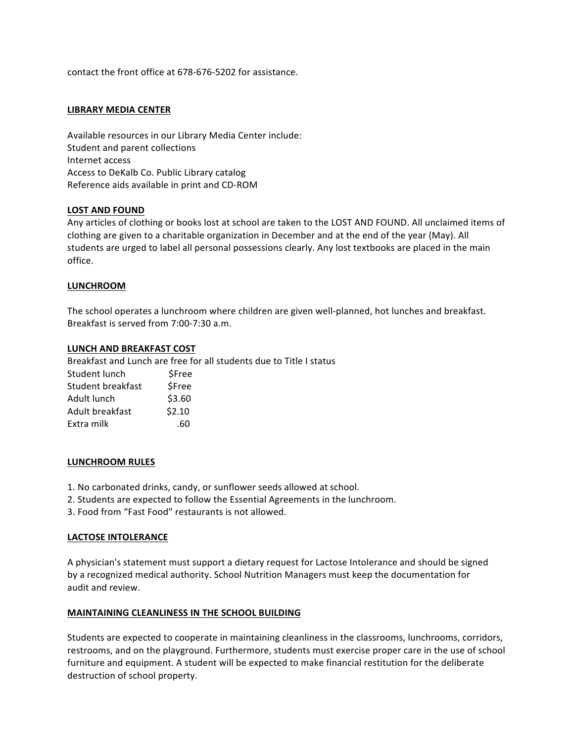contact the front office at 678-676-5202 for assistance.

## LIBRARY MEDIA CENTER

Available resources in our Library Media Center include:
Student and parent collections
Internet access
Access to DeKalb Co. Public Library catalog
Reference aids available in print and CD-ROM

## LOST AND FOUND

Any articles of clothing or books lost at school are taken to the LOST AND FOUND. All unclaimed items of clothing are given to a charitable organization in December and at the end of the year (May). All students are urged to label all personal possessions clearly. Any lost textbooks are placed in the main office.

## LUNCHROOM

The school operates a lunchroom where children are given well-planned, hot lunches and breakfast. Breakfast is served from 7:00-7:30 a.m.

## LUNCH AND BREAKFAST COST

Breakfast and Lunch are free for all students due to Title I status

| | |
|---|---|
| Student lunch | $Free |
| Student breakfast | $Free |
| Adult lunch | $3.60 |
| Adult breakfast | $2.10 |
| Extra milk | .60 |

## LUNCHROOM RULES

1. No carbonated drinks, candy, or sunflower seeds allowed at school.
2. Students are expected to follow the Essential Agreements in the lunchroom.
3. Food from "Fast Food" restaurants is not allowed.

## LACTOSE INTOLERANCE

A physician's statement must support a dietary request for Lactose Intolerance and should be signed by a recognized medical authority. School Nutrition Managers must keep the documentation for audit and review.

## MAINTAINING CLEANLINESS IN THE SCHOOL BUILDING

Students are expected to cooperate in maintaining cleanliness in the classrooms, lunchrooms, corridors, restrooms, and on the playground. Furthermore, students must exercise proper care in the use of school furniture and equipment. A student will be expected to make financial restitution for the deliberate destruction of school property.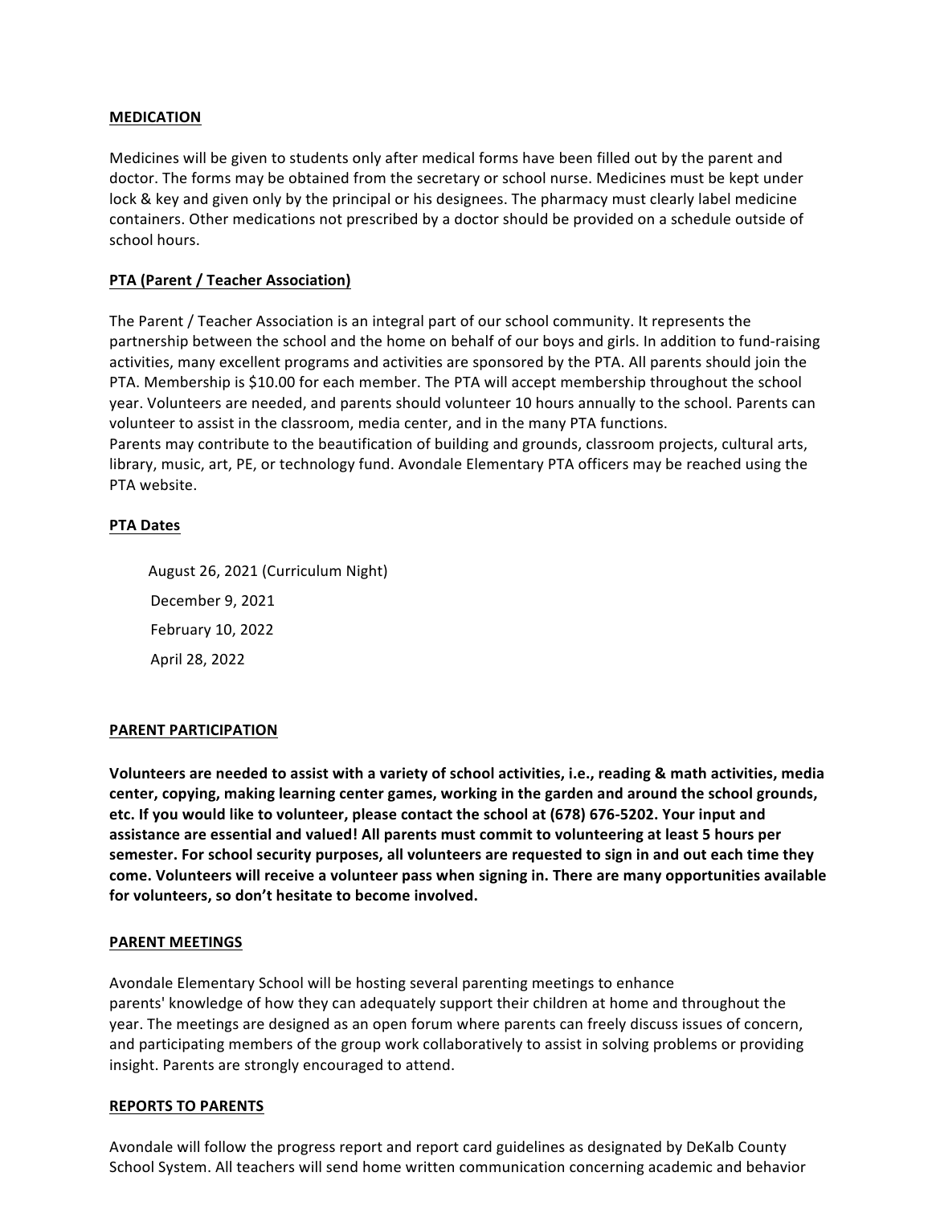## MEDICATION

Medicines will be given to students only after medical forms have been filled out by the parent and doctor. The forms may be obtained from the secretary or school nurse. Medicines must be kept under lock & key and given only by the principal or his designees. The pharmacy must clearly label medicine containers. Other medications not prescribed by a doctor should be provided on a schedule outside of school hours.

## PTA (Parent / Teacher Association)

The Parent / Teacher Association is an integral part of our school community. It represents the partnership between the school and the home on behalf of our boys and girls. In addition to fund-raising activities, many excellent programs and activities are sponsored by the PTA. All parents should join the PTA. Membership is $10.00 for each member. The PTA will accept membership throughout the school year. Volunteers are needed, and parents should volunteer 10 hours annually to the school. Parents can volunteer to assist in the classroom, media center, and in the many PTA functions.
Parents may contribute to the beautification of building and grounds, classroom projects, cultural arts, library, music, art, PE, or technology fund. Avondale Elementary PTA officers may be reached using the PTA website.

## PTA Dates

August 26, 2021 (Curriculum Night)
December 9, 2021
February 10, 2022
April 28, 2022

## PARENT PARTICIPATION

**Volunteers are needed to assist with a variety of school activities, i.e., reading & math activities, media center, copying, making learning center games, working in the garden and around the school grounds, etc. If you would like to volunteer, please contact the school at (678) 676-5202. Your input and assistance are essential and valued! All parents must commit to volunteering at least 5 hours per semester. For school security purposes, all volunteers are requested to sign in and out each time they come. Volunteers will receive a volunteer pass when signing in. There are many opportunities available for volunteers, so don't hesitate to become involved.**

## PARENT MEETINGS

Avondale Elementary School will be hosting several parenting meetings to enhance parents' knowledge of how they can adequately support their children at home and throughout the year. The meetings are designed as an open forum where parents can freely discuss issues of concern, and participating members of the group work collaboratively to assist in solving problems or providing insight. Parents are strongly encouraged to attend.

## REPORTS TO PARENTS

Avondale will follow the progress report and report card guidelines as designated by DeKalb County School System. All teachers will send home written communication concerning academic and behavior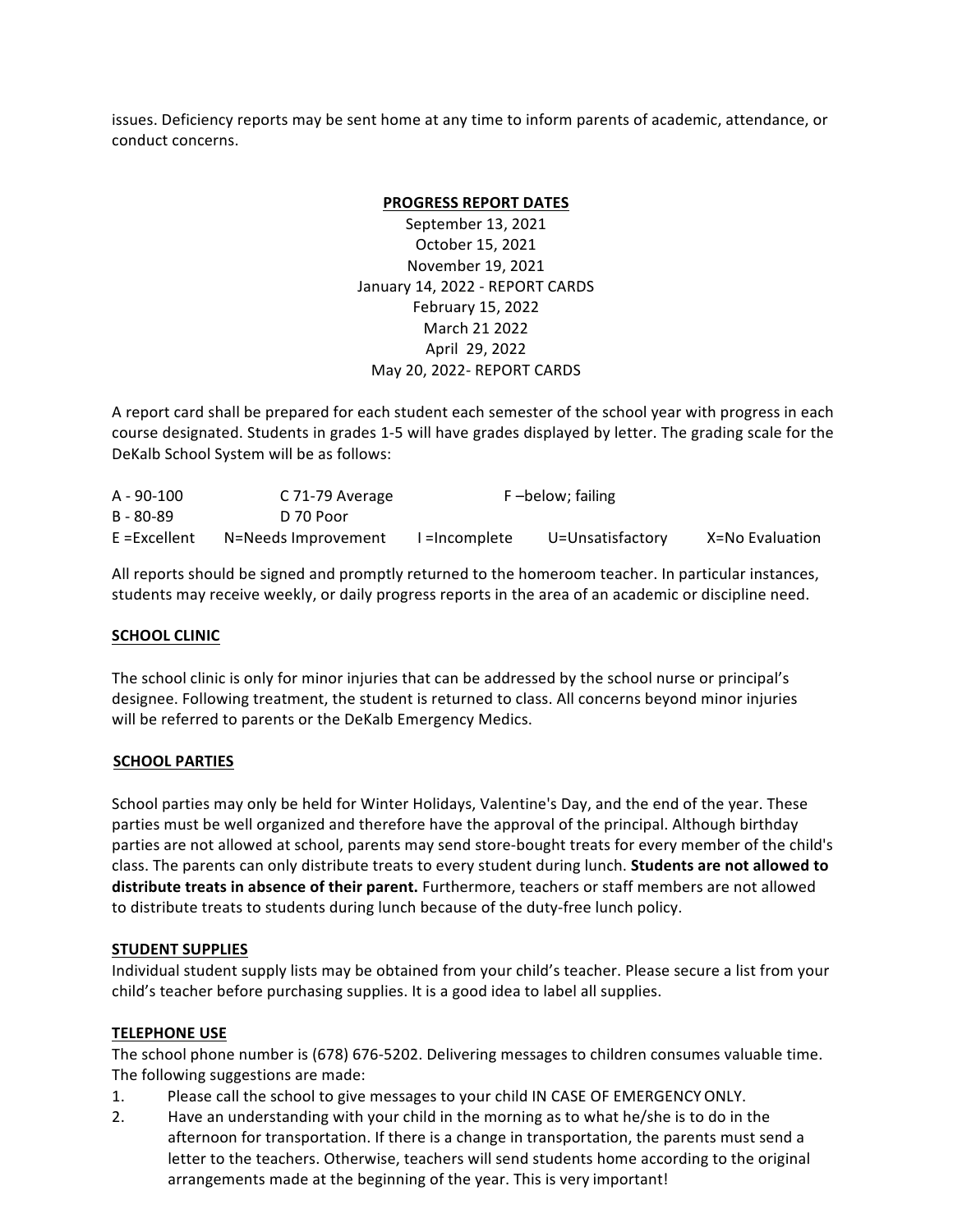issues. Deficiency reports may be sent home at any time to inform parents of academic, attendance, or conduct concerns.

## PROGRESS REPORT DATES

September 13, 2021
October 15, 2021
November 19, 2021
January 14, 2022 - REPORT CARDS
February 15, 2022
March 21 2022
April 29, 2022
May 20, 2022- REPORT CARDS

A report card shall be prepared for each student each semester of the school year with progress in each course designated. Students in grades 1-5 will have grades displayed by letter. The grading scale for the DeKalb School System will be as follows:

| | | | | |
|---|---|---|---|---|
| A - 90-100 | C 71-79 Average | F –below; failing | | |
| B - 80-89 | D 70 Poor | | | |
| E =Excellent | N=Needs Improvement | I =Incomplete | U=Unsatisfactory | X=No Evaluation |

All reports should be signed and promptly returned to the homeroom teacher. In particular instances, students may receive weekly, or daily progress reports in the area of an academic or discipline need.

## SCHOOL CLINIC

The school clinic is only for minor injuries that can be addressed by the school nurse or principal's designee. Following treatment, the student is returned to class. All concerns beyond minor injuries will be referred to parents or the DeKalb Emergency Medics.

## SCHOOL PARTIES

School parties may only be held for Winter Holidays, Valentine's Day, and the end of the year. These parties must be well organized and therefore have the approval of the principal. Although birthday parties are not allowed at school, parents may send store-bought treats for every member of the child's class. The parents can only distribute treats to every student during lunch. **Students are not allowed to distribute treats in absence of their parent.** Furthermore, teachers or staff members are not allowed to distribute treats to students during lunch because of the duty-free lunch policy.

## STUDENT SUPPLIES

Individual student supply lists may be obtained from your child's teacher. Please secure a list from your child's teacher before purchasing supplies. It is a good idea to label all supplies.

## TELEPHONE USE

The school phone number is (678) 676-5202. Delivering messages to children consumes valuable time. The following suggestions are made:

1. Please call the school to give messages to your child IN CASE OF EMERGENCY ONLY.
2. Have an understanding with your child in the morning as to what he/she is to do in the afternoon for transportation. If there is a change in transportation, the parents must send a letter to the teachers. Otherwise, teachers will send students home according to the original arrangements made at the beginning of the year. This is very important!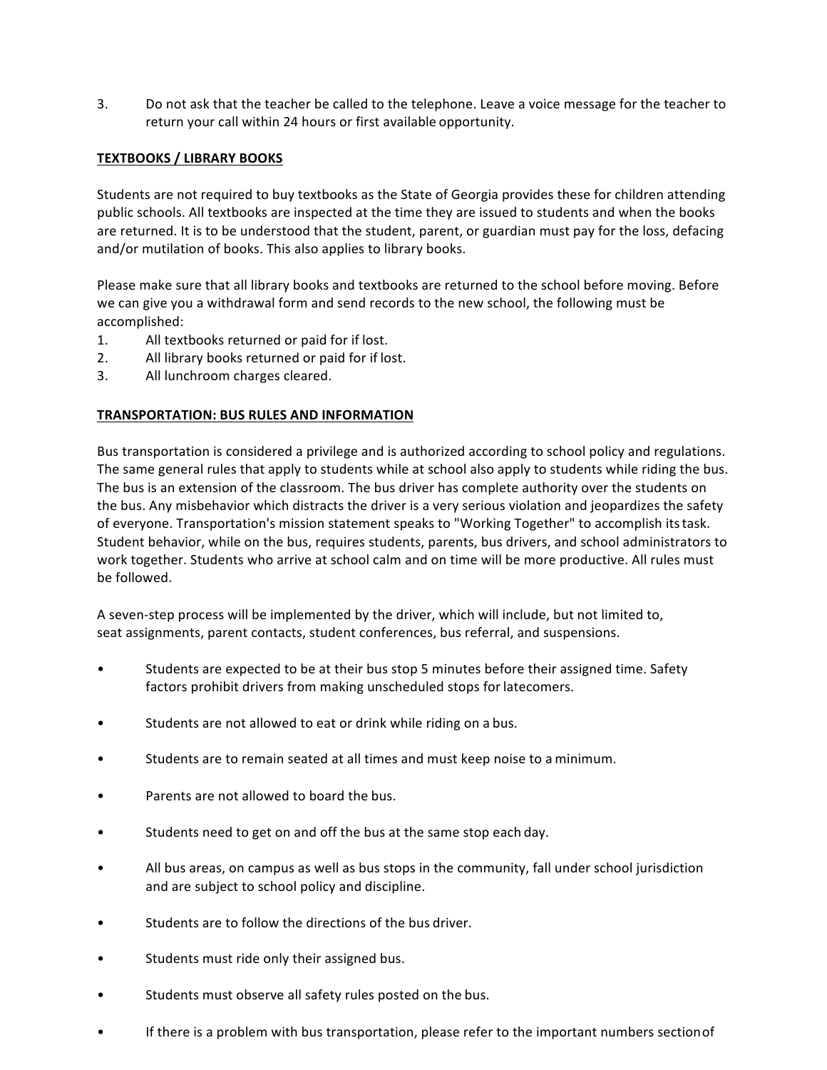3. Do not ask that the teacher be called to the telephone. Leave a voice message for the teacher to return your call within 24 hours or first available opportunity.

**TEXTBOOKS / LIBRARY BOOKS**

Students are not required to buy textbooks as the State of Georgia provides these for children attending public schools. All textbooks are inspected at the time they are issued to students and when the books are returned. It is to be understood that the student, parent, or guardian must pay for the loss, defacing and/or mutilation of books. This also applies to library books.

Please make sure that all library books and textbooks are returned to the school before moving. Before we can give you a withdrawal form and send records to the new school, the following must be accomplished:

1. All textbooks returned or paid for if lost.
2. All library books returned or paid for if lost.
3. All lunchroom charges cleared.

**TRANSPORTATION: BUS RULES AND INFORMATION**

Bus transportation is considered a privilege and is authorized according to school policy and regulations. The same general rules that apply to students while at school also apply to students while riding the bus. The bus is an extension of the classroom. The bus driver has complete authority over the students on the bus. Any misbehavior which distracts the driver is a very serious violation and jeopardizes the safety of everyone. Transportation's mission statement speaks to "Working Together" to accomplish its task. Student behavior, while on the bus, requires students, parents, bus drivers, and school administrators to work together. Students who arrive at school calm and on time will be more productive. All rules must be followed.

A seven-step process will be implemented by the driver, which will include, but not limited to, seat assignments, parent contacts, student conferences, bus referral, and suspensions.

- Students are expected to be at their bus stop 5 minutes before their assigned time. Safety factors prohibit drivers from making unscheduled stops for latecomers.
- Students are not allowed to eat or drink while riding on a bus.
- Students are to remain seated at all times and must keep noise to a minimum.
- Parents are not allowed to board the bus.
- Students need to get on and off the bus at the same stop each day.
- All bus areas, on campus as well as bus stops in the community, fall under school jurisdiction and are subject to school policy and discipline.
- Students are to follow the directions of the bus driver.
- Students must ride only their assigned bus.
- Students must observe all safety rules posted on the bus.
- If there is a problem with bus transportation, please refer to the important numbers section of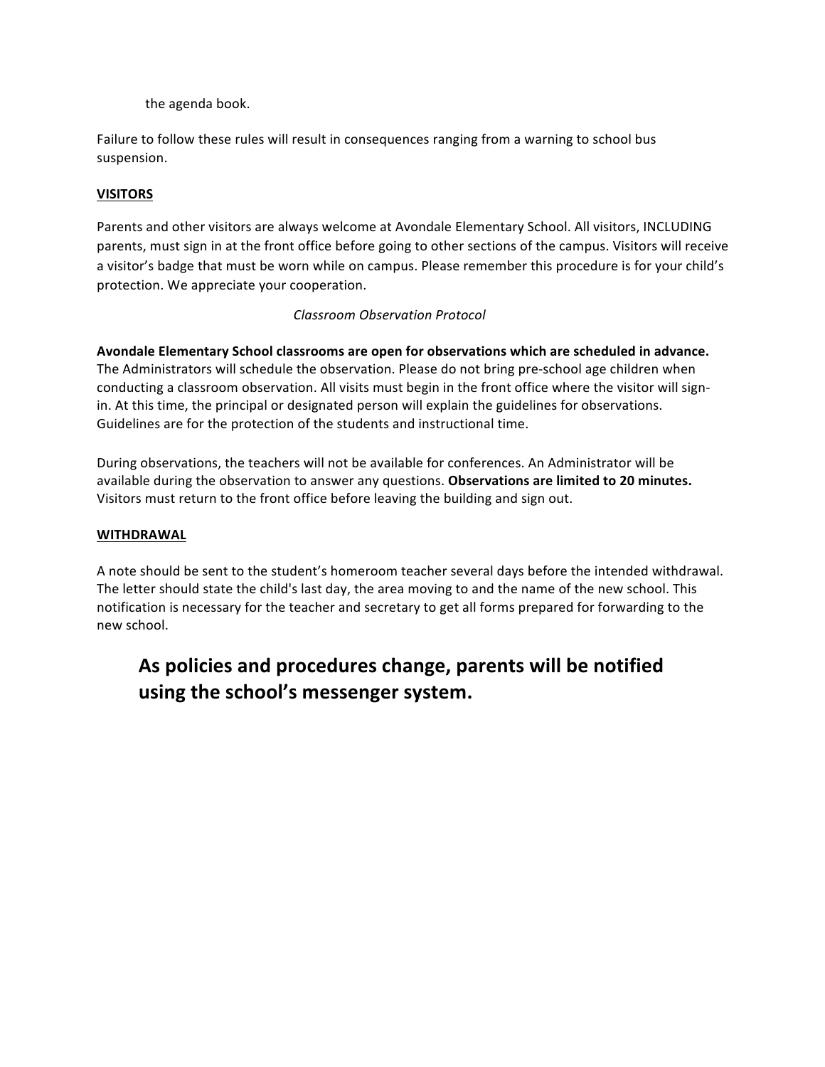the agenda book.

Failure to follow these rules will result in consequences ranging from a warning to school bus suspension.

## VISITORS

Parents and other visitors are always welcome at Avondale Elementary School. All visitors, INCLUDING parents, must sign in at the front office before going to other sections of the campus. Visitors will receive a visitor's badge that must be worn while on campus. Please remember this procedure is for your child's protection. We appreciate your cooperation.

*Classroom Observation Protocol*

**Avondale Elementary School classrooms are open for observations which are scheduled in advance.** The Administrators will schedule the observation. Please do not bring pre-school age children when conducting a classroom observation. All visits must begin in the front office where the visitor will sign-in. At this time, the principal or designated person will explain the guidelines for observations. Guidelines are for the protection of the students and instructional time.

During observations, the teachers will not be available for conferences. An Administrator will be available during the observation to answer any questions. **Observations are limited to 20 minutes.** Visitors must return to the front office before leaving the building and sign out.

## WITHDRAWAL

A note should be sent to the student's homeroom teacher several days before the intended withdrawal. The letter should state the child's last day, the area moving to and the name of the new school. This notification is necessary for the teacher and secretary to get all forms prepared for forwarding to the new school.

**As policies and procedures change, parents will be notified using the school's messenger system.**